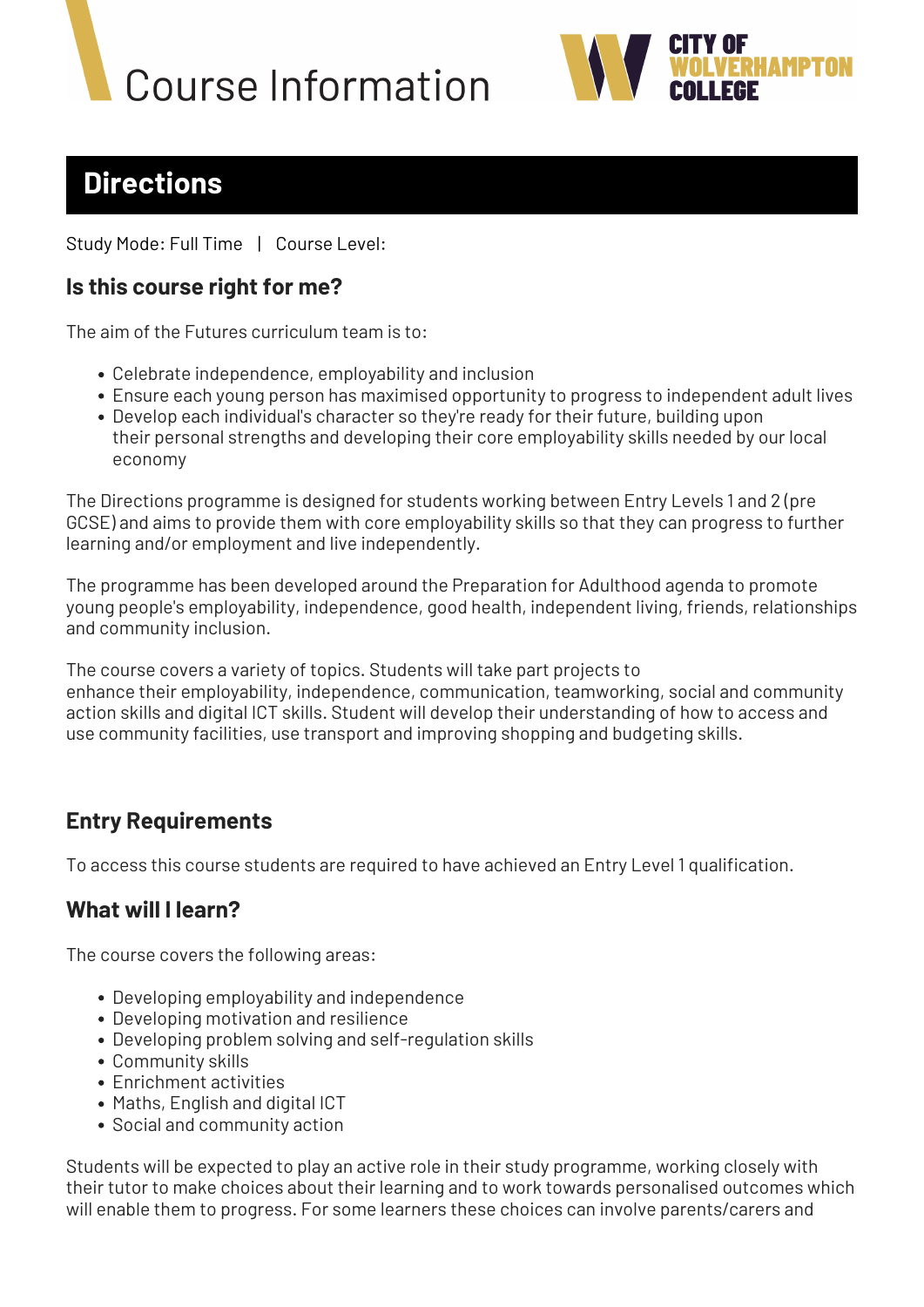# Course Information

CITY OF WOLVERHAMPTON COLLEGE

## Directions

Study Mode: Full Time | Course Level:

### Is this course right for me?

The aim of the Futures curriculum team is to:

- Celebrate independence, employability and inclusion
- Ensure each young person has maximised opportunity to progress to independent adult lives
- Develop each individual's character so they're ready for their future, building upon their personal strengths and developing their core employability skills needed by our local economy

The Directions programme is designed for students working between Entry Levels 1 and 2 (pre GCSE) and aims to provide them with core employability skills so that they can progress to further learning and/or employment and live independently.

The programme has been developed around the Preparation for Adulthood agenda to promote young people's employability, independence, good health, independent living, friends, relationships and community inclusion.

The course covers a variety of topics. Students will take part projects to enhance their employability, independence, communication, teamworking, social and community action skills and digital ICT skills. Student will develop their understanding of how to access and use community facilities, use transport and improving shopping and budgeting skills.

### Entry Requirements

To access this course students are required to have achieved an Entry Level 1 qualification.

### What will I learn?

The course covers the following areas:

- Developing employability and independence
- Developing motivation and resilience
- Developing problem solving and self-regulation skills
- Community skills
- Enrichment activities
- Maths, English and digital ICT
- Social and community action

Students will be expected to play an active role in their study programme, working closely with their tutor to make choices about their learning and to work towards personalised outcomes which will enable them to progress. For some learners these choices can involve parents/carers and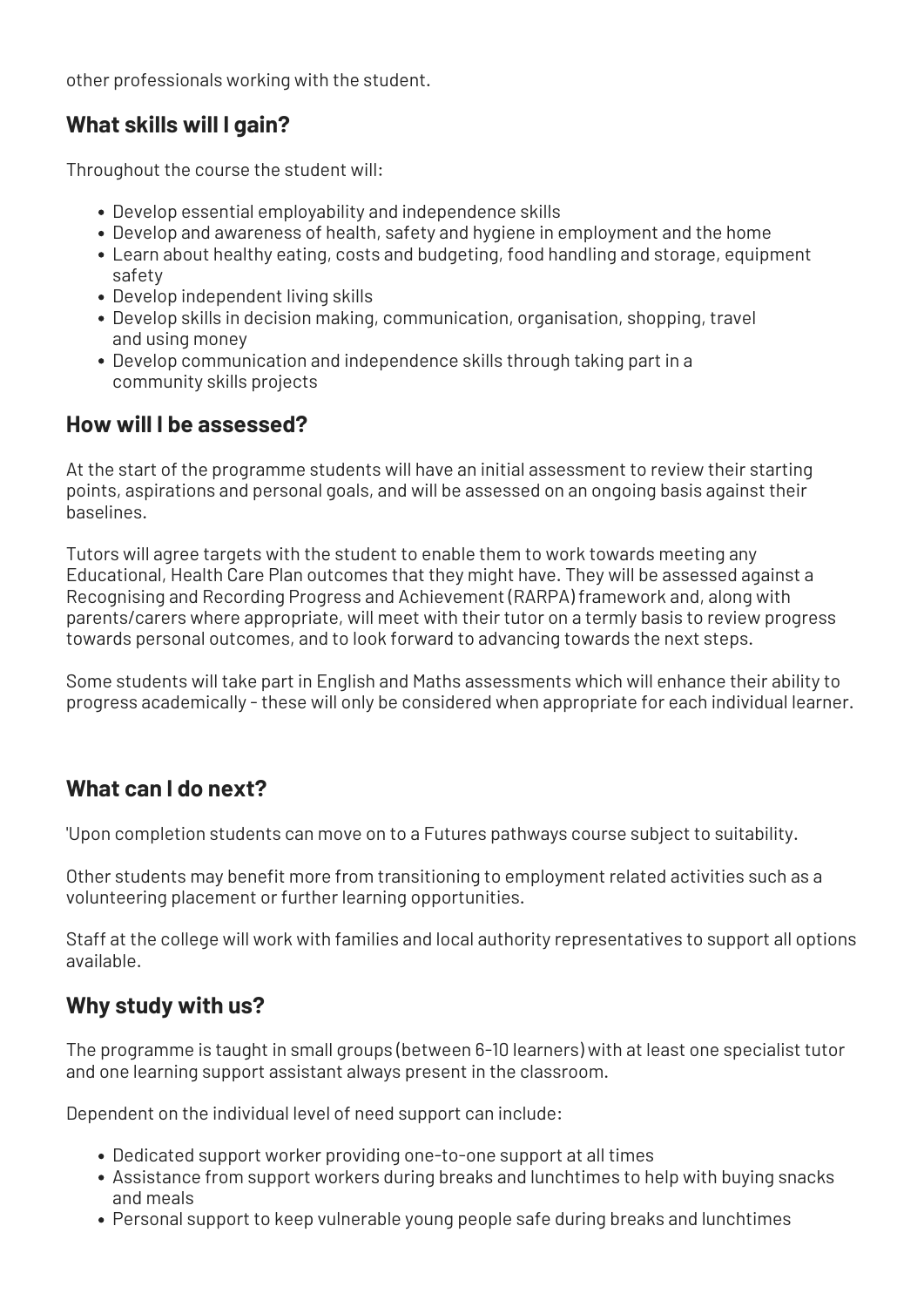other professionals working with the student.

## What skills will I gain?

Throughout the course the student will:

- Develop essential employability and independence skills
- Develop and awareness of health, safety and hygiene in employment and the home
- Learn about healthy eating, costs and budgeting, food handling and storage, equipment safety
- Develop independent living skills
- Develop skills in decision making, communication, organisation, shopping, travel and using money
- Develop communication and independence skills through taking part in a community skills projects

## How will I be assessed?

At the start of the programme students will have an initial assessment to review their starting points, aspirations and personal goals, and will be assessed on an ongoing basis against their baselines.

Tutors will agree targets with the student to enable them to work towards meeting any Educational, Health Care Plan outcomes that they might have. They will be assessed against a Recognising and Recording Progress and Achievement (RARPA) framework and, along with parents/carers where appropriate, will meet with their tutor on a termly basis to review progress towards personal outcomes, and to look forward to advancing towards the next steps.

Some students will take part in English and Maths assessments which will enhance their ability to progress academically - these will only be considered when appropriate for each individual learner.

## What can I do next?

'Upon completion students can move on to a Futures pathways course subject to suitability.

Other students may benefit more from transitioning to employment related activities such as a volunteering placement or further learning opportunities.

Staff at the college will work with families and local authority representatives to support all options available.

## Why study with us?

The programme is taught in small groups (between 6-10 learners) with at least one specialist tutor and one learning support assistant always present in the classroom.

Dependent on the individual level of need support can include:

- Dedicated support worker providing one-to-one support at all times
- Assistance from support workers during breaks and lunchtimes to help with buying snacks and meals
- Personal support to keep vulnerable young people safe during breaks and lunchtimes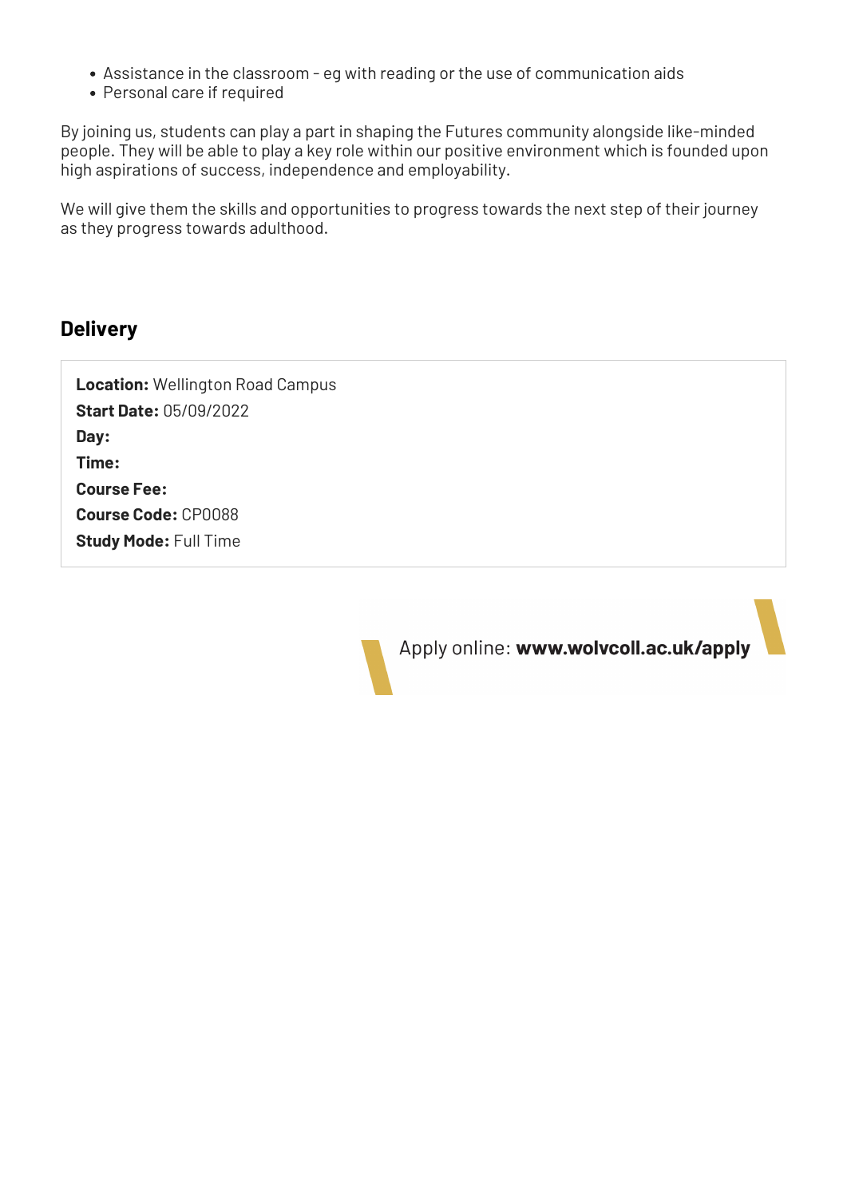- Assistance in the classroom - eg with reading or the use of communication aids
- Personal care if required

By joining us, students can play a part in shaping the Futures community alongside like-minded people. They will be able to play a key role within our positive environment which is founded upon high aspirations of success, independence and employability.

We will give them the skills and opportunities to progress towards the next step of their journey as they progress towards adulthood.

## Delivery

**Location:** Wellington Road Campus
**Start Date:** 05/09/2022
**Day:**
**Time:**
**Course Fee:**
**Course Code:** CP0088
**Study Mode:** Full Time

Apply online: **www.wolvcoll.ac.uk/apply**